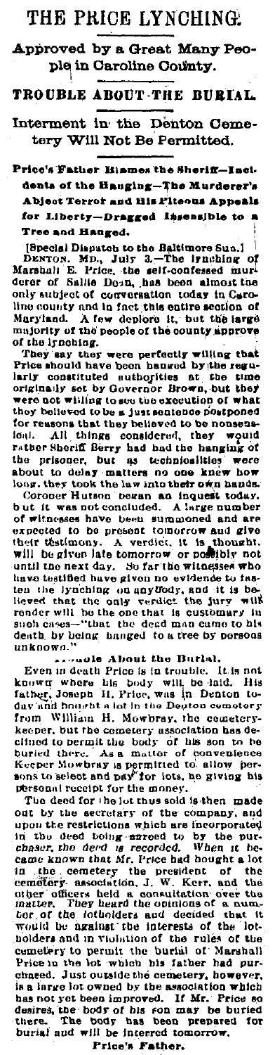# THE PRICE LYNCHING.

## Approved by a Great Many People in Caroline County.

### TROUBLE ABOUT THE BURIAL.

### Interment in the Denton Cemetery Will Not Be Permitted.

**Price's Father Blames the Sheriff—Incidents of the Hanging—The Murderer's Abject Terror and His Piteous Appeals for Liberty—Dragged Insensible to a Tree and Hanged.**

[Special Dispatch to the Baltimore Sun.]

DENTON, MD., July 3.—The lynching of Marshall E. Price, the self-confessed murderer of Sallie Dean, has been almost the only subject of conversation today in Caroline county and in fact this entire section of Maryland. A few deplore it, but the large majority of the people of the county approve of the lynching.

They say they were perfectly willing that Price should have been hanged by the regularly constituted authorities at the time originally set by Governor Brown, but they were not willing to see the execution of what they believed to be a just sentence postponed for reasons that they believed to be nonsensical. All things considered, they would rather Sheriff Berry had had the hanging of the prisoner, but as technicalities were about to delay matters no one knew how long, they took the law into their own hands.

Coroner Hutson began an inquest today, but it was not concluded. A large number of witnesses have been summoned and are expected to be present tomorrow and give their testimony. A verdict, it is thought, will be given late tomorrow or possibly not until the next day. So far the witnesses who have testified have given no evidence to fasten the lynching on anybody, and it is believed that the only verdict the jury will render will be the one that is customary in such cases—"that the dead man came to his death by being hanged to a tree by persons unknown."

**Trouble About the Burial.**

Even in death Price is in trouble. It is not known where his body will be laid. His father, Joseph H. Price, was in Denton today and bought a lot in the Denton cemetery from William H. Mowbray, the cemetery-keeper, but the cemetery association has declined to permit the body of his son to be buried there. As a matter of convenience Keeper Mowbray is permitted to allow persons to select and pay for lots, he giving his personal receipt for the money.

The deed for the lot thus sold is then made out by the secretary of the company, and upon the restrictions which are incorporated in the deed being agreed to by the purchaser, the deed is recorded. When it became known that Mr. Price had bought a lot in the cemetery the president of the cemetery association, J. W. Kerr, and the other officers held a consultation over the matter. They heard the opinions of a number of the lotholders and decided that it would be against the interests of the lotholders and in violation of the rules of the cemetery to permit the burial of Marshall Price in the lot which his father had purchased. Just outside the cemetery, however, is a large lot owned by the association which has not yet been improved. If Mr. Price so desires, the body of his son may be buried there. The body has been prepared for burial and will be interred tomorrow.

**Price's Father.**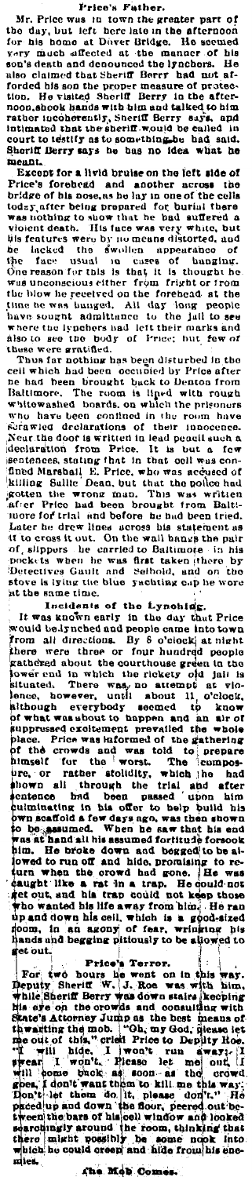## Price's Father.

Mr. Price was in town the greater part of the day, but left here late in the afternoon for his home at Dover Bridge. He seemed very much affected at the manner of his son's death and denounced the lynchers. He also claimed that Sheriff Berry had not afforded his son the proper measure of protection. He visited Sheriff Berry in the afternoon, shook hands with him and talked to him rather incoherently, Sheriff Berry says, and intimated that the sheriff would be called in court to testify as to something he had said. Sheriff Berry says he has no idea what he meant.

Except for a livid bruise on the left side of Price's forehead and another across the bridge of his nose, as he lay in one of the cells today, after being prepared for burial there was nothing to show that he had suffered a violent death. His face was very white, but his features were by no means distorted, and he lacked the swollen appearance of the face usual in cases of hanging. One reason for this is that it is thought he was unconscious either from fright or from the blow he received on the forehead at the time he was hanged. All day long people have sought admittance to the jail to see where the lynchers had left their marks and also to see the body of Price; but few of these were gratified.

Thus far nothing has been disturbed in the cell which had been occupied by Price after he had been brought back to Denton from Baltimore. The room is lined with rough whitewashed boards, on which the prisoners who have been confined in the room have scrawled declarations of their innocence. Near the door is written in lead pencil such a declaration from Price. It is but a few sentences, stating that in that cell was confined Marshall E. Price, who was accused of killing Sallie Dean, but that the police had gotten the wrong man. This was written after Price had been brought from Baltimore for trial and before he had been tried. Later he drew lines across his statement as if to cross it out. On the wall hangs the pair of slippers he carried to Baltimore in his pockets when he was first taken there by Detectives Gault and Seibold, and on the stove is lying the blue yachting cap he wore at the same time.

## Incidents of the Lynching.

It was known early in the day that Price would be lynched and people came into town from all directions. By 8 o'clock at night there were three or four hundred people gathered about the courthouse green in the lower end in which the rickety old jail is situated. There was no attempt at violence, however, until about 11 o'clock, although everybody seemed to know of what was about to happen and an air of suppressed excitement prevailed the whole place. Price was informed of the gathering of the crowds and was told to prepare himself for the worst. The composure, or rather stolidity, which he had shown all through the trial and after sentence had been passed upon him culminating in his offer to help build his own scaffold a few days ago, was then shown to be assumed. When he saw that his end was at hand all his assumed fortitude forsook him. He broke down and begged to be allowed to run off and hide, promising to return when the crowd had gone. He was caught like a rat in a trap. He could not get out, and his trap could not keep those who wanted his life away from him. He ran up and down his cell, which is a good-sized room, in an agony of fear, wringing his hands and begging piteously to be allowed to get out.

## Price's Terror.

For two hours he went on in this way. Deputy Sheriff W. J. Roe was with him, while Sheriff Berry was down stairs keeping his eye on the crowds and consulting with State's Attorney Jump as the best means of thwarting the mob. "Oh, my God, please let me out of this," cried Price to Deputy Roe. "I will hide, I won't run away; I swear I won't. Please let me out, I will come back as soon as the crowd goes. I don't want them to kill me this way. Don't let them do it, please don't." He paced up and down the floor, peered out between the bars of his cell window and looked searchingly around the room, thinking that there might possibly be some nook into which he could creep and hide from his enemies.

## The Mob Comes.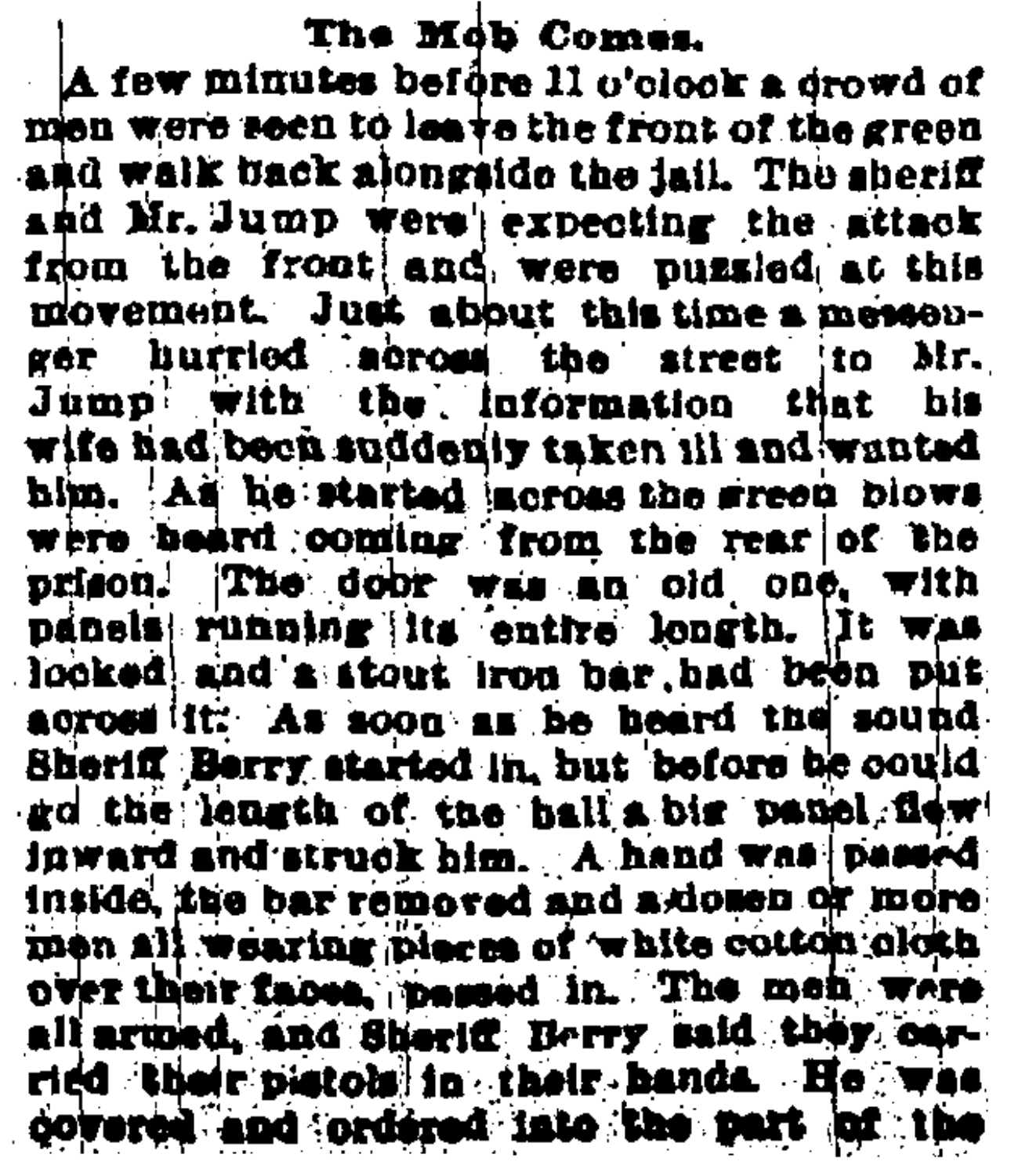### The Mob Comes.

A few minutes before 11 o'clock a crowd of men were seen to leave the front of the green and walk back alongside the jail. The sheriff and Mr. Jump were expecting the attack from the front and were puzzled at this movement. Just about this time a messenger hurried across the street to Mr. Jump with the information that his wife had been suddenly taken ill and wanted him. As he started across the green blows were heard coming from the rear of the prison. The door was an old one, with panels running its entire length. It was locked and a stout iron bar had been put across it. As soon as he heard the sound Sheriff Berry started in, but before he could go the length of the hall a big panel flew inward and struck him. A hand was passed inside, the bar removed and a dozen or more men all wearing pieces of white cotton cloth over their faces, passed in. The men were all armed, and Sheriff Berry said they carried their pistols in their hands. He was covered and ordered into the part of the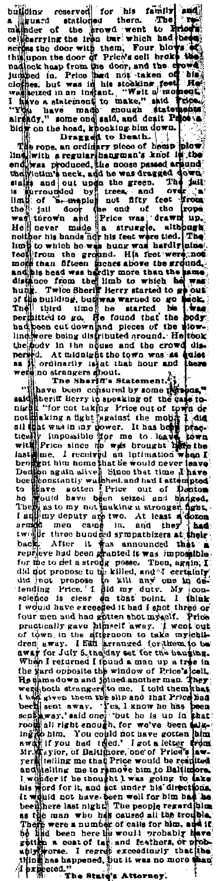building reserved for his family and a guard stationed there. The remainder of the crowd went to Price's cell carrying the iron bar which had been across the door with them. Four blows of this upon the door of Price's cell broke the padlock hasp from the door, and the crowd jumped in. Price had not taken off his clothes, but was in his stocking feet. He was seized in an instant. "Wait a moment, I have a statement to make," said Price. "You have made enough statements already," some one said, and dealt Price a blow on the head, knocking him down.

### Dragged to Death.

The rope, an ordinary piece of hemp plow line, with a regular hangman's knot in the end, was produced, the noose passed around the victim's neck, and he was dragged down stairs and out upon the green. The jail is surrounded by trees, and over a limb of a maple not fifty feet from the jail door the end of the rope was thrown and Price was drawn up. He never made a struggle, although neither his hands nor his feet were tied. The limb to which he was hung was hardly nine feet from the ground. His feet were not more than fifteen inches above the ground, and his head was hardly more than the same distance from the limb to which he was hung. Twice Sheriff Berry started to go out of the building, but was warned to go back. The third time he started he was permitted to go. He found that the body had been cut down and pieces of the plow-line were being distributed around. He took the body in the house and the crowd dispersed. At midnight the town was as quiet as it ordinarily is at that hour and there were no strangers about.

### The Sheriff's Statement.

"I have been censured by some persons," said Sheriff Berry in speaking of the case tonight "for not taking Price out of town or not making a fight against the mob. I did all that was in my power. It has been practically impossible for me to leave town with Price since he was brought here the last time. I received an intimation when I brought him home that he would never leave Denton again alive. Since that time I have been constantly watched, and had I attempted to have gotten Price out of Denton he would have been seized and hanged. Then, as to my not making a stronger fight, I all my deputy are two. At least a dozen armed men came in, and they had two or three hundred sympathizers at their back. After it was announced that a reprieve had been granted it was impossible for me to get a strong posse. Then, again, I did not propose to be killed, and I certainly did not propose to kill any one in defending Price. I did my duty. My conscience is clear on that point. I think I would have exceeded it had I shot three or four men and had gotten shot myself. Price practically gave himself away. I went out of town in the afternoon to take my children away. I had arranged for them to be away for July 5, the day set for the hanging. When I returned I found a man up a tree in the yard opposite the window of Price's cell. He came down and joined another man. They were both strangers to me. I told them that I had given them the slip and that Price had been sent away. 'Yes, I know he has been sent away,' said one; 'but he is up in that room all right enough, for we've been talking to him. You could not have gotten him away if you had tried.' I got a letter from Mr. Taylor, of Baltimore, one of Price's lawyers, telling me that Price would be respited and telling me to remove him to Baltimore. I wonder if he thought I was going to take his word for it, and act under his directions. It would not have been well for him had he been here last night. The people regard him as the man who has caused all the trouble. There were a number of calls for him, and if he had been here he would probably have gotten a coat of tar and feathers, or probably worse. I regret exceedingly that the thing has happened, but it was no more than I expected."

### The State's Attorney.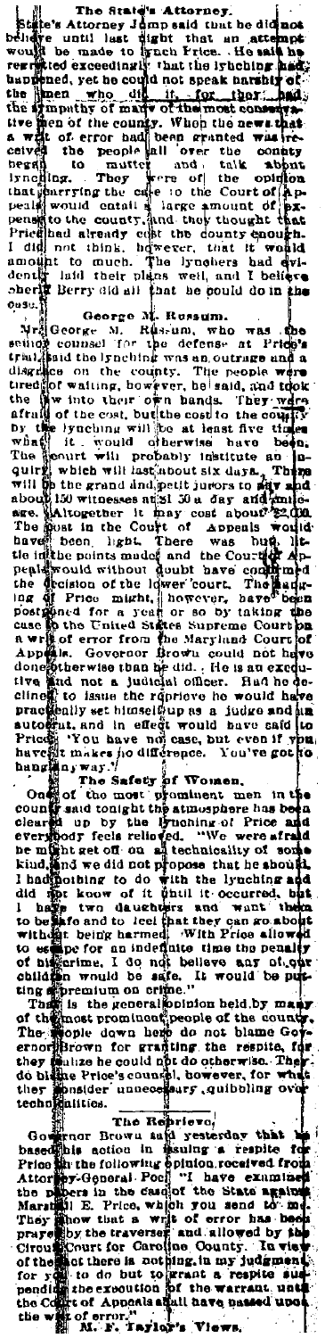### The State's Attorney.

State's Attorney Jump said that he did not believe until last night that an attempt would be made to lynch Price. He said he regretted exceedingly that the lynching had happened, yet he could not speak harshly of the men who did it, for they had the sympathy of many of the most conservative men of the county. When the news that a writ of error had been granted was received the people all over the county began to mutter and talk about lynching. They were of the opinion that carrying the case to the Court of Appeals would entail a large amount of expense to the county, and they thought that Price had already cost the county enough. I did not think, however, that it would amount to much. The lynchers had evidently laid their plans well, and I believe Sheriff Berry did all that he could do in the case.

### George M. Russum.

Mr. George M. Russum, who was the senior counsel for the defense at Price's trial, said the lynching was an outrage and a disgrace on the county. The people were tired of waiting, however, he said, and took the law into their own hands. They were afraid of the cost, but the cost to the county by the lynching will be at least five times what it would otherwise have been. The court will probably institute an inquiry, which will last about six days. There will be the grand and petit jurors to pay and about 150 witnesses at $1 50 a day and mileage. Altogether it may cost about $2,000. The cost in the Court of Appeals would have been light. There was but little in the points made, and the Court of Appeals would without doubt have confirmed the decision of the lower court. The hanging of Price might, however, have been postponed for a year or so by taking the case to the United States Supreme Court on a writ of error from the Maryland Court of Appeals. Governor Brown could not have done otherwise than he did. He is an executive and not a judicial officer. Had he declined to issue the reprieve he would have practically set himself up as a judge and an autocrat, and in effect would have said to Price: 'You have no case, but even if you have, it makes no difference. You've got to hang anyway.'

### The Safety of Women.

One of the most prominent men in the county said tonight the atmosphere has been cleared up by the lynching of Price and everybody feels relieved. "We were afraid he might get off on a technicality of some kind, and we did not propose that he should. I had nothing to do with the lynching and did not know of it until it occurred, but I have two daughters and want them to be safe and to feel that they can go about without being harmed. With Price allowed to escape for an indefinite time the penalty of his crime, I do not believe any of our children would be safe. It would be putting a premium on crime."

This is the general opinion held by many of the most prominent people of the county. The people down here do not blame Governor Brown for granting the respite, for they realize he could not do otherwise. They do blame Price's counsel, however, for what they consider unnecessary quibbling over technicalities.

### The Reprieve.

Governor Brown said yesterday that he based his action in issuing a respite for Price on the following opinion received from Attorney-General Poe: "I have examined the papers in the case of the State against Marshall E. Price, which you send to me. They show that a writ of error has been prayed by the traverser and allowed by the Circuit Court for Caroline County. In view of the fact there is nothing, in my judgment, for you to do but to grant a respite suspending the execution of the warrant until the Court of Appeals shall have passed upon the writ of error."

### M. F. Taylor's Views.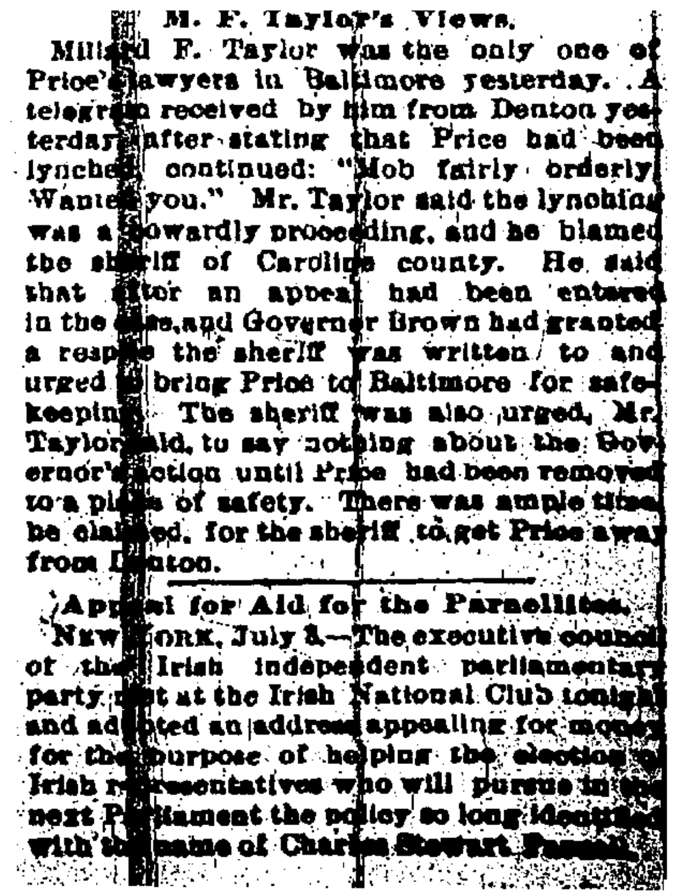### M. F. Taylor's Views.

Millard F. Taylor was the only one of Price's lawyers in Baltimore yesterday. A telegram received by him from Denton yesterday, after stating that Price had been lynched, continued: "Mob fairly orderly. Wanted you." Mr. Taylor said the lynching was a cowardly proceeding, and he blamed the sheriff of Caroline county. He said that after an appeal had been entered in the case, and Governor Brown had granted a respite the sheriff was written to and urged to bring Price to Baltimore for safekeeping. The sheriff was also urged, Mr. Taylor said, to say nothing about the Governor's action until Price had been removed to a place of safety. There was ample time he claimed, for the sheriff to get Price away from Denton.

---

### Appeal for Aid for the Parnellites.

NEW YORK, July 3.—The executive council of the Irish independent parliamentary party met at the Irish National Club tonight and adopted an address appealing for money for the purpose of helping the election of Irish representatives who will pursue in the next Parliament the policy so long identified with the name of Charles Stewart Parnell.